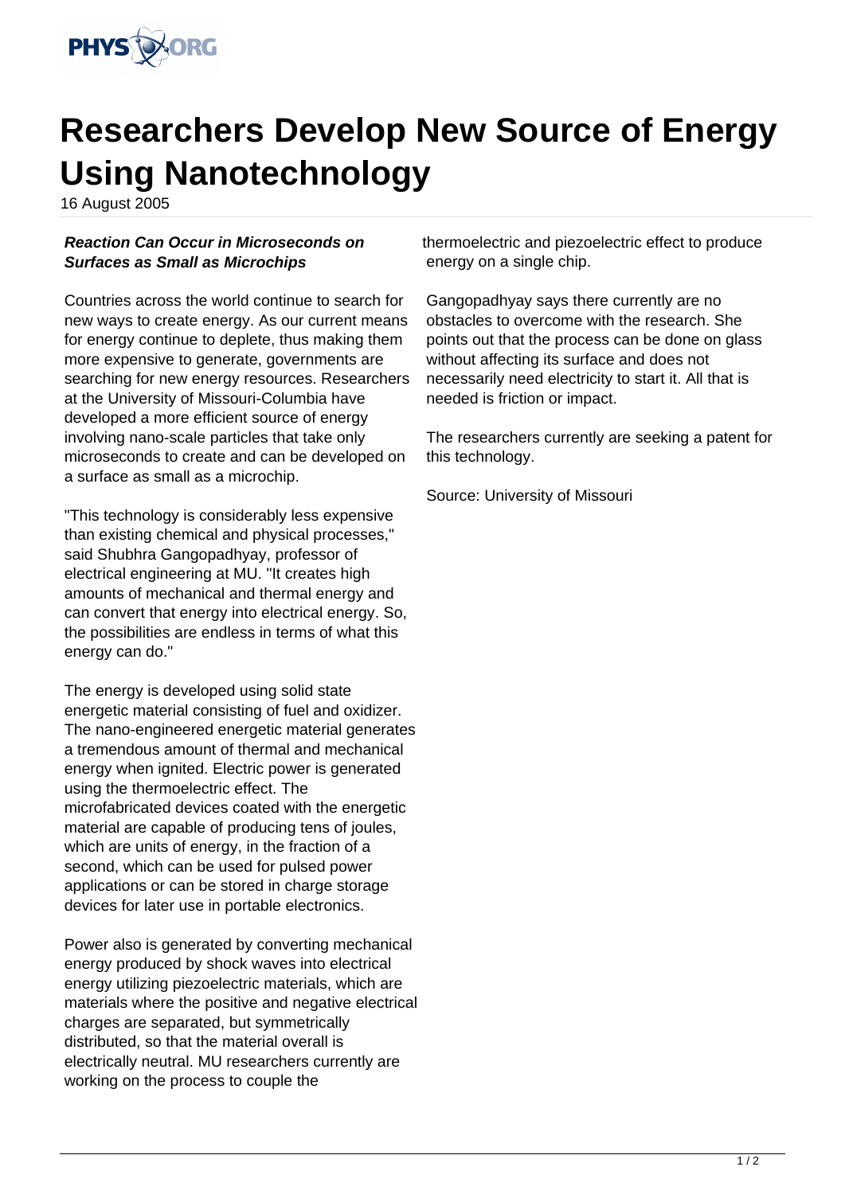# Researchers Develop New Source of Energy Using Nanotechnology

16 August 2005

***Reaction Can Occur in Microseconds on Surfaces as Small as Microchips***

Countries across the world continue to search for new ways to create energy. As our current means for energy continue to deplete, thus making them more expensive to generate, governments are searching for new energy resources. Researchers at the University of Missouri-Columbia have developed a more efficient source of energy involving nano-scale particles that take only microseconds to create and can be developed on a surface as small as a microchip.

"This technology is considerably less expensive than existing chemical and physical processes," said Shubhra Gangopadhyay, professor of electrical engineering at MU. "It creates high amounts of mechanical and thermal energy and can convert that energy into electrical energy. So, the possibilities are endless in terms of what this energy can do."

The energy is developed using solid state energetic material consisting of fuel and oxidizer. The nano-engineered energetic material generates a tremendous amount of thermal and mechanical energy when ignited. Electric power is generated using the thermoelectric effect. The microfabricated devices coated with the energetic material are capable of producing tens of joules, which are units of energy, in the fraction of a second, which can be used for pulsed power applications or can be stored in charge storage devices for later use in portable electronics.

Power also is generated by converting mechanical energy produced by shock waves into electrical energy utilizing piezoelectric materials, which are materials where the positive and negative electrical charges are separated, but symmetrically distributed, so that the material overall is electrically neutral. MU researchers currently are working on the process to couple the thermoelectric and piezoelectric effect to produce energy on a single chip.

Gangopadhyay says there currently are no obstacles to overcome with the research. She points out that the process can be done on glass without affecting its surface and does not necessarily need electricity to start it. All that is needed is friction or impact.

The researchers currently are seeking a patent for this technology.

Source: University of Missouri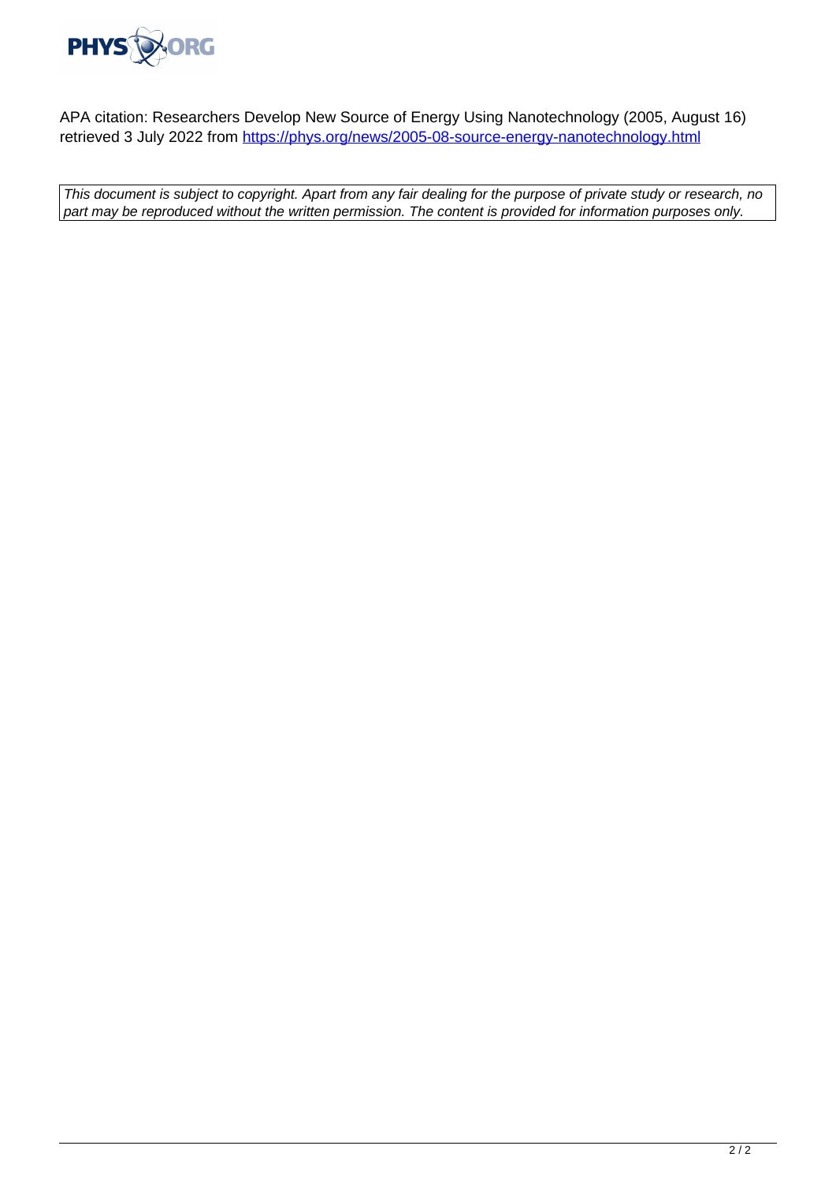APA citation: Researchers Develop New Source of Energy Using Nanotechnology (2005, August 16) retrieved 3 July 2022 from https://phys.org/news/2005-08-source-energy-nanotechnology.html

*This document is subject to copyright. Apart from any fair dealing for the purpose of private study or research, no part may be reproduced without the written permission. The content is provided for information purposes only.*